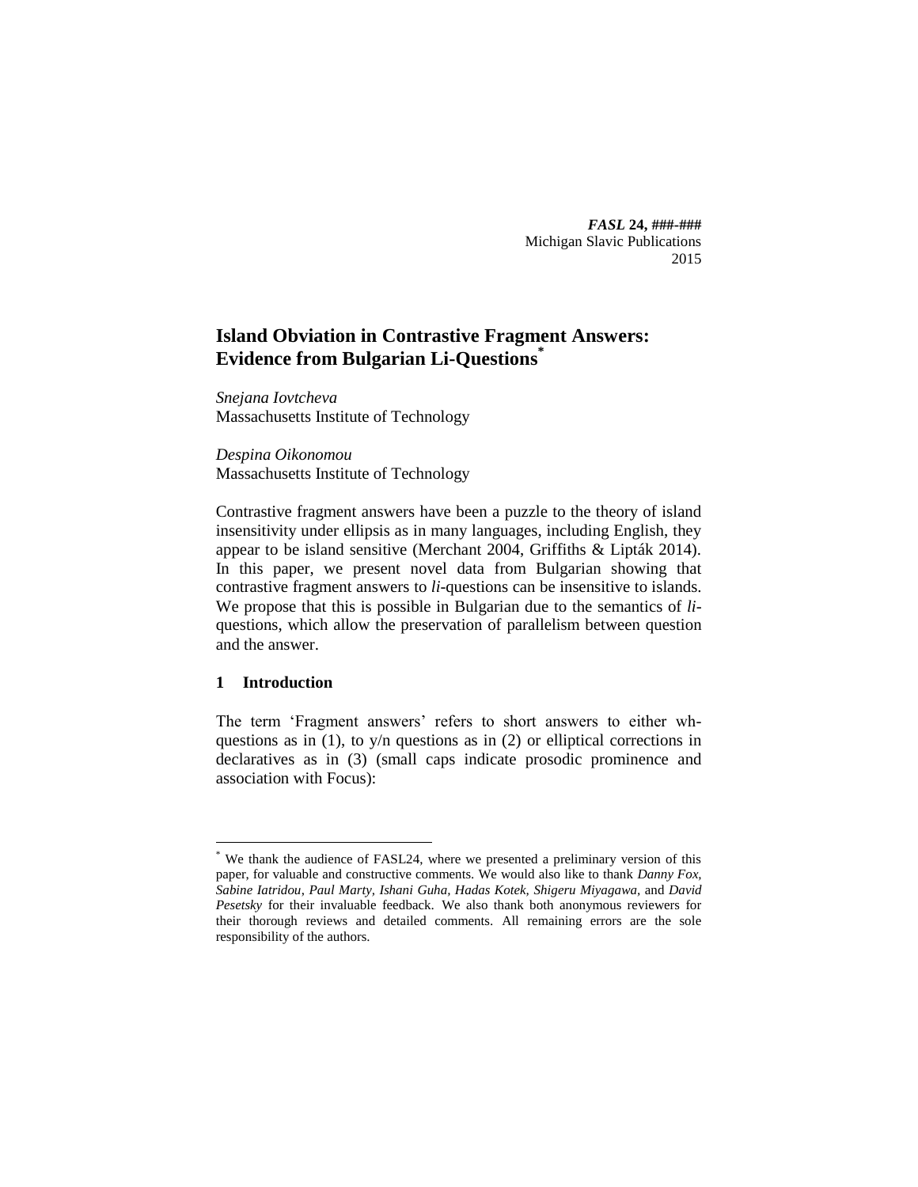# Island Obviation in Contrastive Fragment Answers: Evidence from Bulgarian Li-Questions[*]

*Snejana Iovtcheva*
Massachusetts Institute of Technology

*Despina Oikonomou*
Massachusetts Institute of Technology

Contrastive fragment answers have been a puzzle to the theory of island insensitivity under ellipsis as in many languages, including English, they appear to be island sensitive (Merchant 2004, Griffiths & Lipták 2014). In this paper, we present novel data from Bulgarian showing that contrastive fragment answers to *li*-questions can be insensitive to islands. We propose that this is possible in Bulgarian due to the semantics of *li*-questions, which allow the preservation of parallelism between question and the answer.

## 1 Introduction

The term 'Fragment answers' refers to short answers to either wh-questions as in (1), to y/n questions as in (2) or elliptical corrections in declaratives as in (3) (small caps indicate prosodic prominence and association with Focus):

[*] We thank the audience of FASL24, where we presented a preliminary version of this paper, for valuable and constructive comments. We would also like to thank *Danny Fox, Sabine Iatridou, Paul Marty, Ishani Guha, Hadas Kotek, Shigeru Miyagawa,* and *David Pesetsky* for their invaluable feedback. We also thank both anonymous reviewers for their thorough reviews and detailed comments. All remaining errors are the sole responsibility of the authors.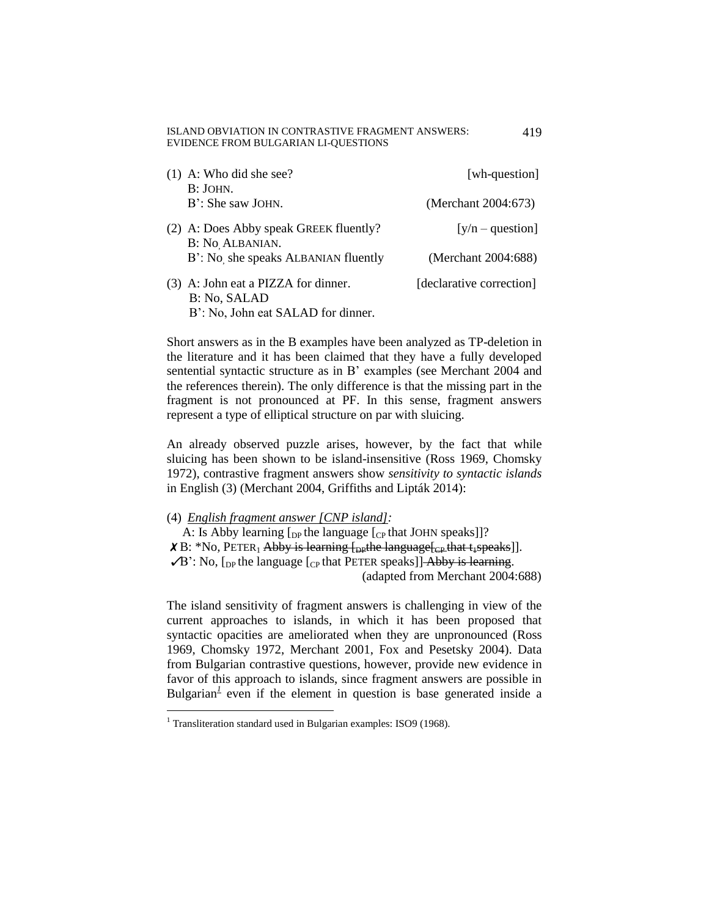(1) A: Who did she see? [wh-question]  
B: JOHN.  
B': She saw JOHN. (Merchant 2004:673)

(2) A: Does Abby speak GREEK fluently? [y/n – question]  
B: No, ALBANIAN.  
B': No, she speaks ALBANIAN fluently (Merchant 2004:688)

(3) A: John eat a PIZZA for dinner. [declarative correction]  
B: No, SALAD  
B': No, John eat SALAD for dinner.

Short answers as in the B examples have been analyzed as TP-deletion in the literature and it has been claimed that they have a fully developed sentential syntactic structure as in B' examples (see Merchant 2004 and the references therein). The only difference is that the missing part in the fragment is not pronounced at PF. In this sense, fragment answers represent a type of elliptical structure on par with sluicing.

An already observed puzzle arises, however, by the fact that while sluicing has been shown to be island-insensitive (Ross 1969, Chomsky 1972), contrastive fragment answers show *sensitivity to syntactic islands* in English (3) (Merchant 2004, Griffiths and Lipták 2014):

(4) *English fragment answer [CNP island]:*  
A: Is Abby learning [$_{DP}$ the language [$_{CP}$ that JOHN speaks]]?  
✗B: *No, PETER$_1$ ~~Abby is learning [$_{DP}$the language[$_{CP}$ that t$_1$speaks]]~~.  
✓B': No, [$_{DP}$ the language [$_{CP}$ that PETER speaks]] ~~Abby is learning~~.  
(adapted from Merchant 2004:688)

The island sensitivity of fragment answers is challenging in view of the current approaches to islands, in which it has been proposed that syntactic opacities are ameliorated when they are unpronounced (Ross 1969, Chomsky 1972, Merchant 2001, Fox and Pesetsky 2004). Data from Bulgarian contrastive questions, however, provide new evidence in favor of this approach to islands, since fragment answers are possible in Bulgarian[1] even if the element in question is base generated inside a

[1] Transliteration standard used in Bulgarian examples: ISO9 (1968).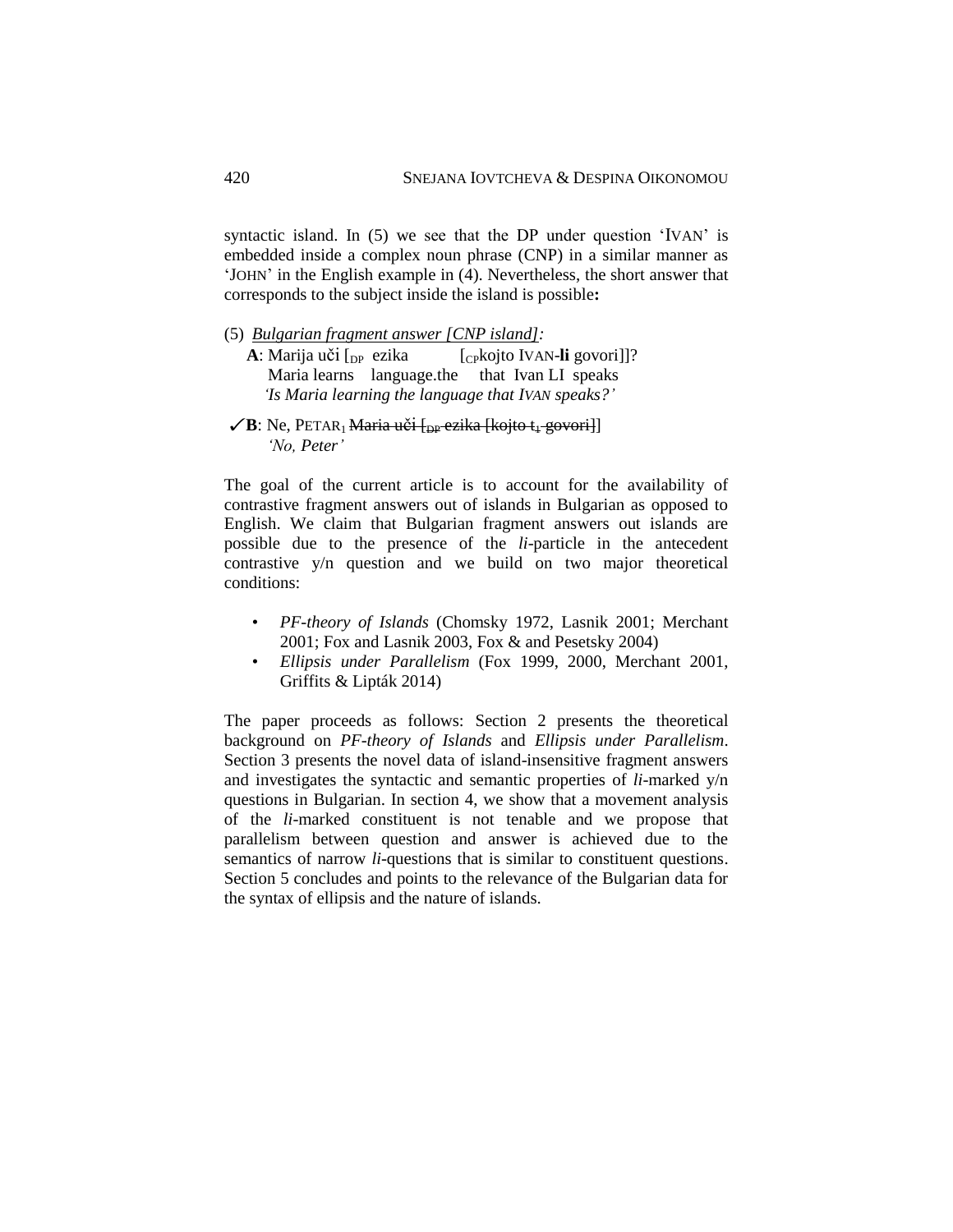syntactic island. In (5) we see that the DP under question 'IVAN' is embedded inside a complex noun phrase (CNP) in a similar manner as 'JOHN' in the English example in (4). Nevertheless, the short answer that corresponds to the subject inside the island is possible**:**

(5) *Bulgarian fragment answer [CNP island]:*

**A**: Marija uči [$_{DP}$ ezika [$_{CP}$kojto IVAN-**li** govori]]?
Maria learns language.the that Ivan LI speaks
*'Is Maria learning the language that IVAN speaks?'*

✓**B**: Ne, PETAR$_1$ ~~Maria uči [$_{DP}$ ezika [kojto $t_1$ govori]~~]
*'No, Peter'*

The goal of the current article is to account for the availability of contrastive fragment answers out of islands in Bulgarian as opposed to English. We claim that Bulgarian fragment answers out islands are possible due to the presence of the *li*-particle in the antecedent contrastive y/n question and we build on two major theoretical conditions:

- *PF-theory of Islands* (Chomsky 1972, Lasnik 2001; Merchant 2001; Fox and Lasnik 2003, Fox & and Pesetsky 2004)
- *Ellipsis under Parallelism* (Fox 1999, 2000, Merchant 2001, Griffits & Lipták 2014)

The paper proceeds as follows: Section 2 presents the theoretical background on *PF-theory of Islands* and *Ellipsis under Parallelism*. Section 3 presents the novel data of island-insensitive fragment answers and investigates the syntactic and semantic properties of *li*-marked y/n questions in Bulgarian. In section 4, we show that a movement analysis of the *li*-marked constituent is not tenable and we propose that parallelism between question and answer is achieved due to the semantics of narrow *li*-questions that is similar to constituent questions. Section 5 concludes and points to the relevance of the Bulgarian data for the syntax of ellipsis and the nature of islands.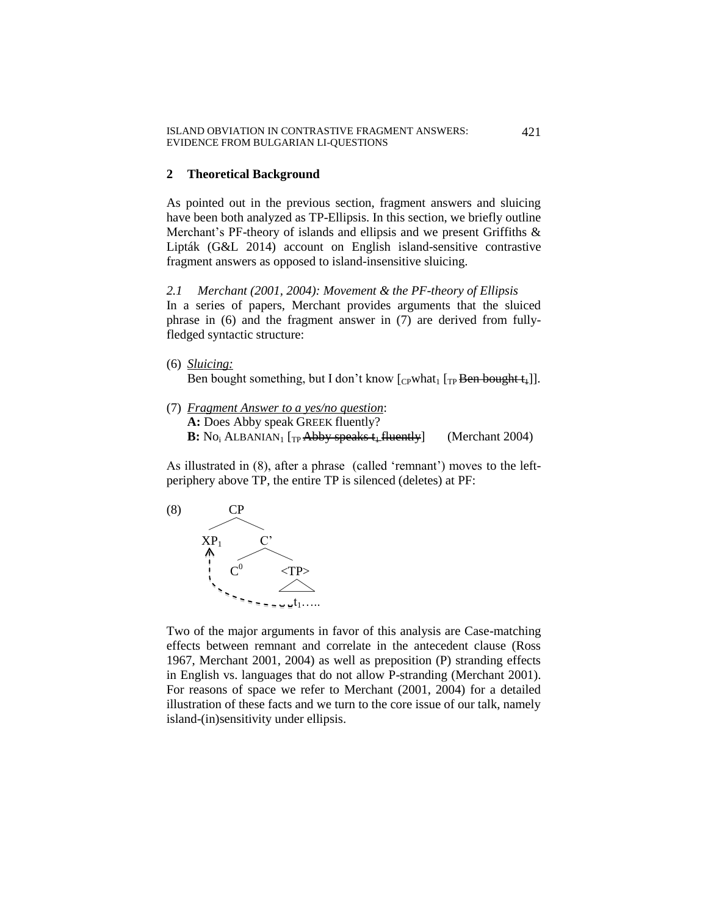## 2 Theoretical Background

As pointed out in the previous section, fragment answers and sluicing have been both analyzed as TP-Ellipsis. In this section, we briefly outline Merchant's PF-theory of islands and ellipsis and we present Griffiths & Lipták (G&L 2014) account on English island-sensitive contrastive fragment answers as opposed to island-insensitive sluicing.

### *2.1 Merchant (2001, 2004): Movement & the PF-theory of Ellipsis*

In a series of papers, Merchant provides arguments that the sluiced phrase in (6) and the fragment answer in (7) are derived from fully-fledged syntactic structure:

(6) *Sluicing:*
Ben bought something, but I don't know [$_{CP}$what$_1$ [$_{TP}$ ~~Ben bought t$_1$~~]].

(7) *Fragment Answer to a yes/no question*:
**A:** Does Abby speak GREEK fluently?
**B:** No$_i$ ALBANIAN$_1$ [$_{TP}$ ~~Abby speaks t$_1$ fluently~~] (Merchant 2004)

As illustrated in (8), after a phrase (called 'remnant') moves to the left-periphery above TP, the entire TP is silenced (deletes) at PF:

(8) [$_{CP}$ XP$_1$ [$_{C'}$ C$^0$ <TP ... t$_1$ ...>]]

Two of the major arguments in favor of this analysis are Case-matching effects between remnant and correlate in the antecedent clause (Ross 1967, Merchant 2001, 2004) as well as preposition (P) stranding effects in English vs. languages that do not allow P-stranding (Merchant 2001). For reasons of space we refer to Merchant (2001, 2004) for a detailed illustration of these facts and we turn to the core issue of our talk, namely island-(in)sensitivity under ellipsis.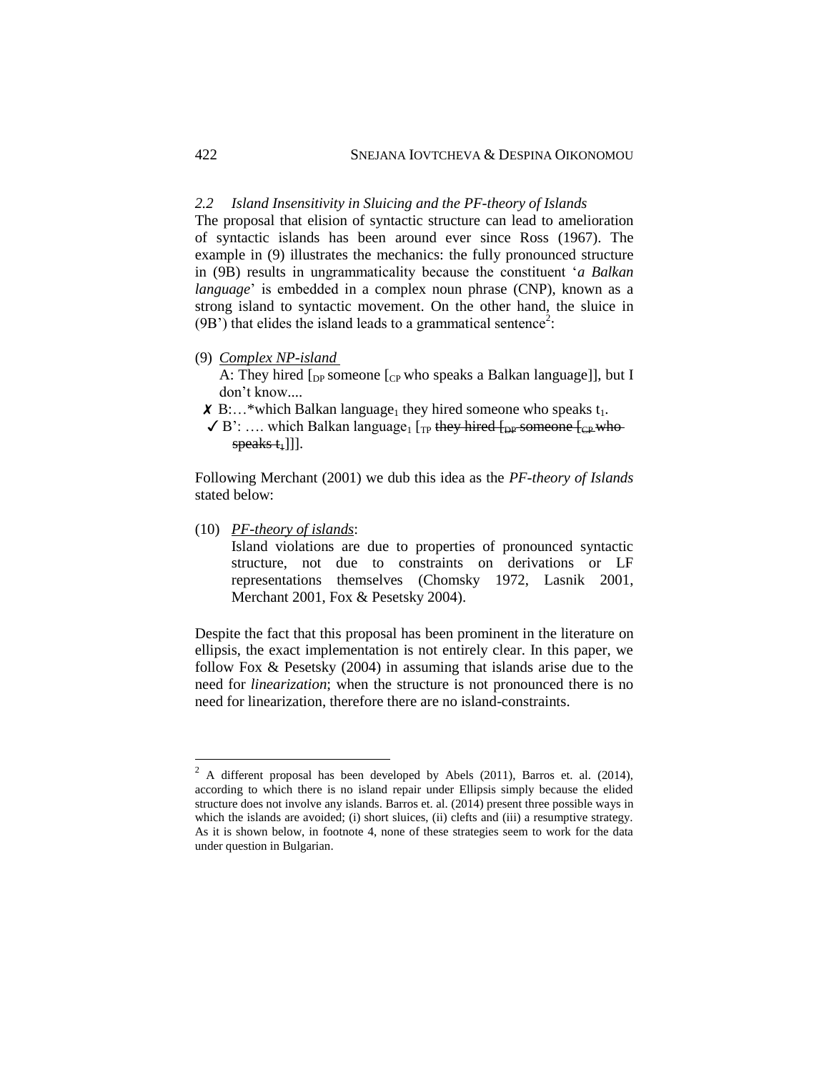### *2.2 Island Insensitivity in Sluicing and the PF-theory of Islands*

The proposal that elision of syntactic structure can lead to amelioration of syntactic islands has been around ever since Ross (1967). The example in (9) illustrates the mechanics: the fully pronounced structure in (9B) results in ungrammaticality because the constituent '*a Balkan language*' is embedded in a complex noun phrase (CNP), known as a strong island to syntactic movement. On the other hand, the sluice in (9B') that elides the island leads to a grammatical sentence[2]:

(9) *Complex NP-island*

A: They hired [$_{DP}$ someone [$_{CP}$ who speaks a Balkan language]], but I don't know....

✗ B:…*which Balkan language$_1$ they hired someone who speaks $t_1$.

✓ B': …. which Balkan language$_1$ [$_{TP}$ ~~they hired [$_{DP}$ someone [$_{CP}$ who speaks $t_1$~~]]].

Following Merchant (2001) we dub this idea as the *PF-theory of Islands* stated below:

(10) *PF-theory of islands*:

Island violations are due to properties of pronounced syntactic structure, not due to constraints on derivations or LF representations themselves (Chomsky 1972, Lasnik 2001, Merchant 2001, Fox & Pesetsky 2004).

Despite the fact that this proposal has been prominent in the literature on ellipsis, the exact implementation is not entirely clear. In this paper, we follow Fox & Pesetsky (2004) in assuming that islands arise due to the need for *linearization*; when the structure is not pronounced there is no need for linearization, therefore there are no island-constraints.

---

[2] A different proposal has been developed by Abels (2011), Barros et. al. (2014), according to which there is no island repair under Ellipsis simply because the elided structure does not involve any islands. Barros et. al. (2014) present three possible ways in which the islands are avoided; (i) short sluices, (ii) clefts and (iii) a resumptive strategy. As it is shown below, in footnote 4, none of these strategies seem to work for the data under question in Bulgarian.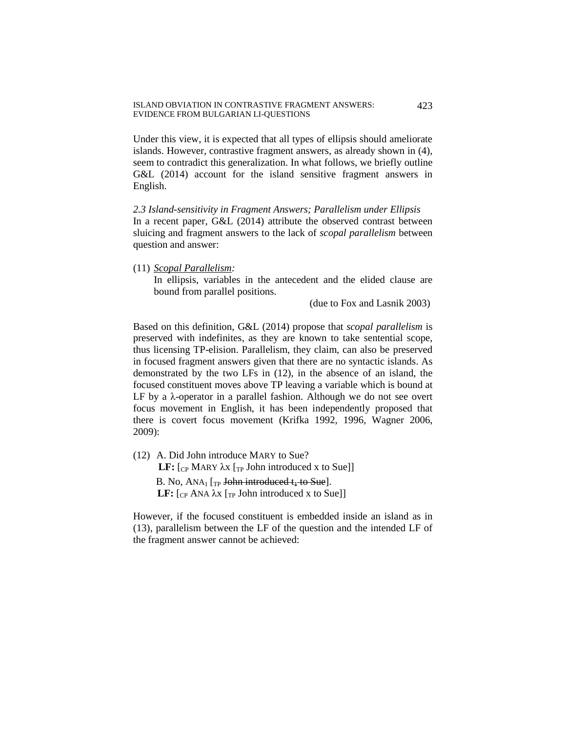Under this view, it is expected that all types of ellipsis should ameliorate islands. However, contrastive fragment answers, as already shown in (4), seem to contradict this generalization. In what follows, we briefly outline G&L (2014) account for the island sensitive fragment answers in English.

*2.3 Island-sensitivity in Fragment Answers; Parallelism under Ellipsis*

In a recent paper, G&L (2014) attribute the observed contrast between sluicing and fragment answers to the lack of *scopal parallelism* between question and answer:

(11) *Scopal Parallelism:*

In ellipsis, variables in the antecedent and the elided clause are bound from parallel positions.

(due to Fox and Lasnik 2003)

Based on this definition, G&L (2014) propose that *scopal parallelism* is preserved with indefinites, as they are known to take sentential scope, thus licensing TP-elision. Parallelism, they claim, can also be preserved in focused fragment answers given that there are no syntactic islands. As demonstrated by the two LFs in (12), in the absence of an island, the focused constituent moves above TP leaving a variable which is bound at LF by a λ-operator in a parallel fashion. Although we do not see overt focus movement in English, it has been independently proposed that there is covert focus movement (Krifka 1992, 1996, Wagner 2006, 2009):

(12) A. Did John introduce MARY to Sue?

**LF:** $[_{CP}$ MARY λx $[_{TP}$ John introduced x to Sue$]]$

B. No, $\text{ANA}_1$ $[_{TP}$ ~~John introduced $t_1$ to Sue~~$]$.

**LF:** $[_{CP}$ ANA λx $[_{TP}$ John introduced x to Sue$]]$

However, if the focused constituent is embedded inside an island as in (13), parallelism between the LF of the question and the intended LF of the fragment answer cannot be achieved: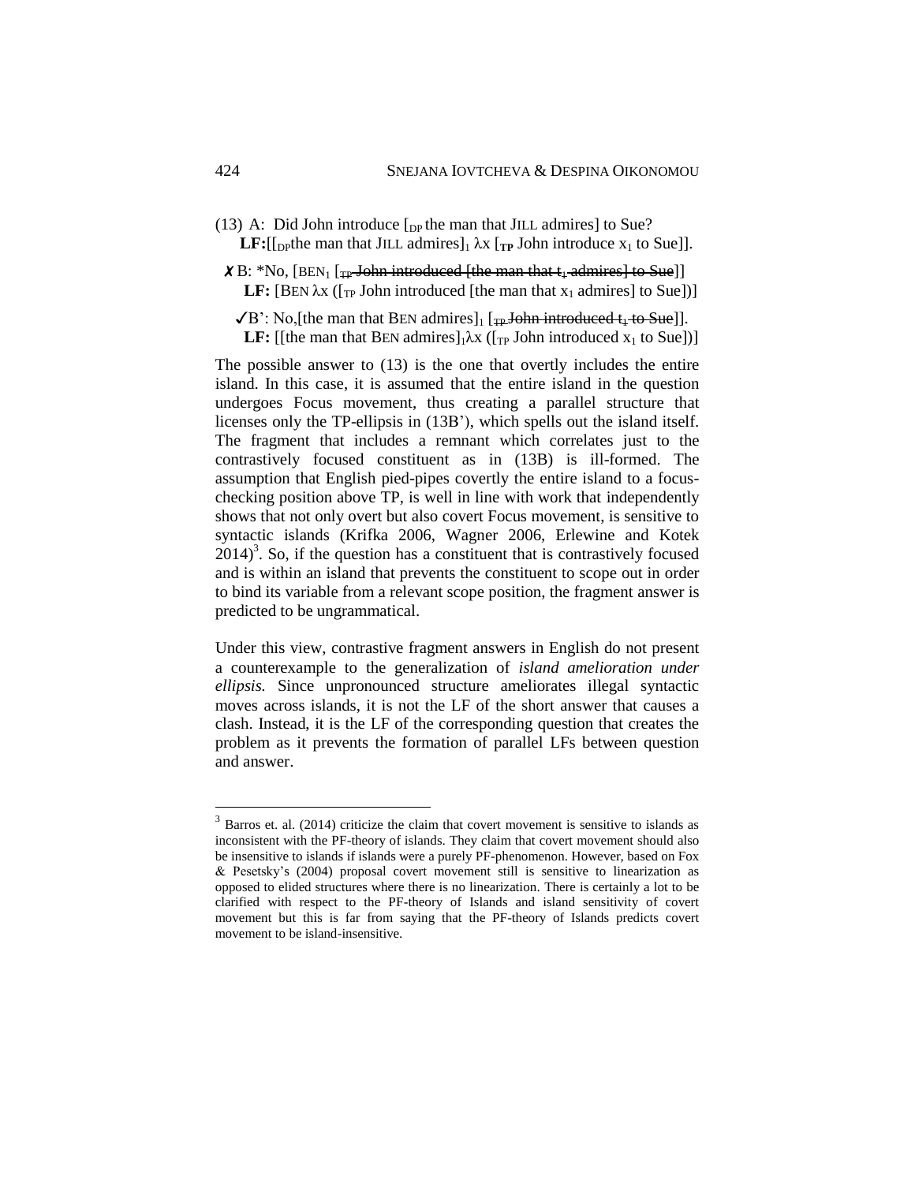(13) A: Did John introduce [$_{DP}$ the man that JILL admires] to Sue?
**LF:**[[$_{DP}$the man that JILL admires]$_1$ λx [$_{TP}$ John introduce $x_1$ to Sue]].

✗ B: *No, [BEN$_1$ [$_{TP}$ ~~John introduced [the man that $t_1$ admires] to Sue~~]]
**LF:** [BEN λx ([$_{TP}$ John introduced [the man that $x_1$ admires] to Sue])]

✓B': No,[the man that BEN admires]$_1$ [$_{TP}$ ~~John introduced $t_1$ to Sue~~]].
**LF:** [[the man that BEN admires]$_1$λx ([$_{TP}$ John introduced $x_1$ to Sue])]

The possible answer to (13) is the one that overtly includes the entire island. In this case, it is assumed that the entire island in the question undergoes Focus movement, thus creating a parallel structure that licenses only the TP-ellipsis in (13B'), which spells out the island itself. The fragment that includes a remnant which correlates just to the contrastively focused constituent as in (13B) is ill-formed. The assumption that English pied-pipes covertly the entire island to a focus-checking position above TP, is well in line with work that independently shows that not only overt but also covert Focus movement, is sensitive to syntactic islands (Krifka 2006, Wagner 2006, Erlewine and Kotek 2014)[3]. So, if the question has a constituent that is contrastively focused and is within an island that prevents the constituent to scope out in order to bind its variable from a relevant scope position, the fragment answer is predicted to be ungrammatical.

Under this view, contrastive fragment answers in English do not present a counterexample to the generalization of *island amelioration under ellipsis.* Since unpronounced structure ameliorates illegal syntactic moves across islands, it is not the LF of the short answer that causes a clash. Instead, it is the LF of the corresponding question that creates the problem as it prevents the formation of parallel LFs between question and answer.

[3] Barros et. al. (2014) criticize the claim that covert movement is sensitive to islands as inconsistent with the PF-theory of islands. They claim that covert movement should also be insensitive to islands if islands were a purely PF-phenomenon. However, based on Fox & Pesetsky's (2004) proposal covert movement still is sensitive to linearization as opposed to elided structures where there is no linearization. There is certainly a lot to be clarified with respect to the PF-theory of Islands and island sensitivity of covert movement but this is far from saying that the PF-theory of Islands predicts covert movement to be island-insensitive.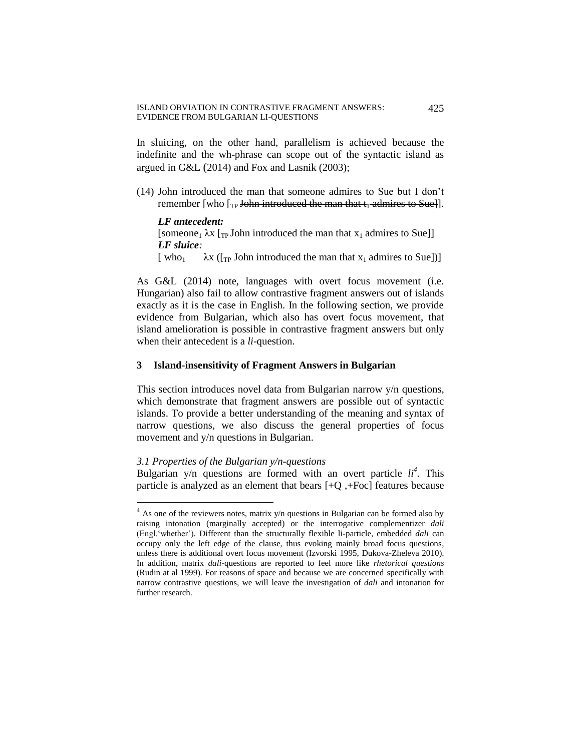In sluicing, on the other hand, parallelism is achieved because the indefinite and the wh-phrase can scope out of the syntactic island as argued in G&L (2014) and Fox and Lasnik (2003);

(14) John introduced the man that someone admires to Sue but I don't remember [who [$_{TP}$ ~~John introduced the man that $t_1$ admires to Sue~~]].

*LF antecedent:*
[someone$_1$ $\lambda$x [$_{TP}$ John introduced the man that $x_1$ admires to Sue]]
*LF sluice:*
[ who$_1$ $\lambda$x ([$_{TP}$ John introduced the man that $x_1$ admires to Sue])]

As G&L (2014) note, languages with overt focus movement (i.e. Hungarian) also fail to allow contrastive fragment answers out of islands exactly as it is the case in English. In the following section, we provide evidence from Bulgarian, which also has overt focus movement, that island amelioration is possible in contrastive fragment answers but only when their antecedent is a *li*-question.

## 3 Island-insensitivity of Fragment Answers in Bulgarian

This section introduces novel data from Bulgarian narrow y/n questions, which demonstrate that fragment answers are possible out of syntactic islands. To provide a better understanding of the meaning and syntax of narrow questions, we also discuss the general properties of focus movement and y/n questions in Bulgarian.

### *3.1 Properties of the Bulgarian y/n-questions*

Bulgarian y/n questions are formed with an overt particle *li*[4]. This particle is analyzed as an element that bears [+Q ,+Foc] features because

[4] As one of the reviewers notes, matrix y/n questions in Bulgarian can be formed also by raising intonation (marginally accepted) or the interrogative complementizer *dali* (Engl.'whether'). Different than the structurally flexible li-particle, embedded *dali* can occupy only the left edge of the clause, thus evoking mainly broad focus questions, unless there is additional overt focus movement (Izvorski 1995, Dukova-Zheleva 2010). In addition, matrix *dali*-questions are reported to feel more like *rhetorical questions* (Rudin at al 1999). For reasons of space and because we are concerned specifically with narrow contrastive questions, we will leave the investigation of *dali* and intonation for further research.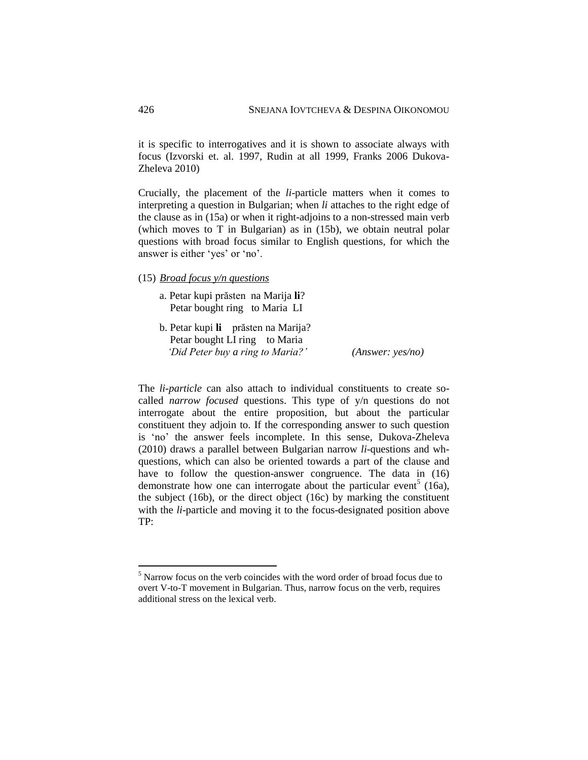it is specific to interrogatives and it is shown to associate always with focus (Izvorski et. al. 1997, Rudin at all 1999, Franks 2006 Dukova-Zheleva 2010)

Crucially, the placement of the *li*-particle matters when it comes to interpreting a question in Bulgarian; when *li* attaches to the right edge of the clause as in (15a) or when it right-adjoins to a non-stressed main verb (which moves to T in Bulgarian) as in (15b), we obtain neutral polar questions with broad focus similar to English questions, for which the answer is either 'yes' or 'no'.

(15) *Broad focus y/n questions*

a. Petar kupi prăsten na Marija **li**?
   Petar bought ring to Maria LI

b. Petar kupi **li** prăsten na Marija?
   Petar bought LI ring to Maria
   *'Did Peter buy a ring to Maria?'* *(Answer: yes/no)*

The *li-particle* can also attach to individual constituents to create so-called *narrow focused* questions. This type of y/n questions do not interrogate about the entire proposition, but about the particular constituent they adjoin to. If the corresponding answer to such question is 'no' the answer feels incomplete. In this sense, Dukova-Zheleva (2010) draws a parallel between Bulgarian narrow *li*-questions and wh-questions, which can also be oriented towards a part of the clause and have to follow the question-answer congruence. The data in (16) demonstrate how one can interrogate about the particular event[5] (16a), the subject (16b), or the direct object (16c) by marking the constituent with the *li*-particle and moving it to the focus-designated position above TP:

[5] Narrow focus on the verb coincides with the word order of broad focus due to overt V-to-T movement in Bulgarian. Thus, narrow focus on the verb, requires additional stress on the lexical verb.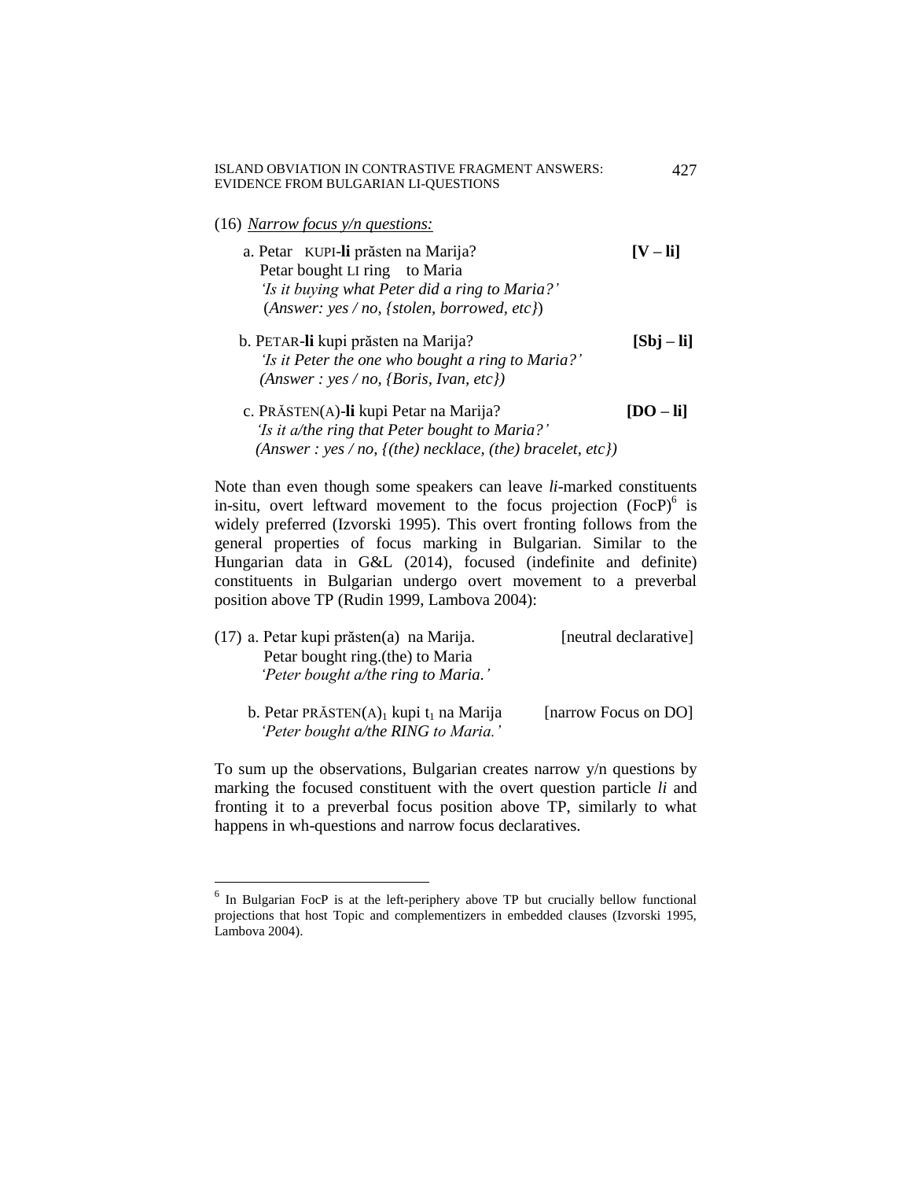(16) <u>*Narrow focus y/n questions:*</u>

a. Petar KUPI-**li** prăsten na Marija? **[V – li]**
 Petar bought LI ring to Maria
 *'Is it buying what Peter did a ring to Maria?'*
 (*Answer: yes / no, {stolen, borrowed, etc}*)

b. PETAR-**li** kupi prăsten na Marija? **[Sbj – li]**
 *'Is it Peter the one who bought a ring to Maria?'*
 *(Answer : yes / no, {Boris, Ivan, etc})*

c. PRĂSTEN(A)-**li** kupi Petar na Marija? **[DO – li]**
 *'Is it a/the ring that Peter bought to Maria?'*
 *(Answer : yes / no, {(the) necklace, (the) bracelet, etc})*

Note than even though some speakers can leave *li*-marked constituents in-situ, overt leftward movement to the focus projection (FocP)[6] is widely preferred (Izvorski 1995). This overt fronting follows from the general properties of focus marking in Bulgarian. Similar to the Hungarian data in G&L (2014), focused (indefinite and definite) constituents in Bulgarian undergo overt movement to a preverbal position above TP (Rudin 1999, Lambova 2004):

(17) a. Petar kupi prăsten(a) na Marija. [neutral declarative]
 Petar bought ring.(the) to Maria
 *'Peter bought a/the ring to Maria.'*

b. Petar PRĂSTEN(A)$_1$ kupi t$_1$ na Marija [narrow Focus on DO]
 *'Peter bought a/the RING to Maria.'*

To sum up the observations, Bulgarian creates narrow y/n questions by marking the focused constituent with the overt question particle *li* and fronting it to a preverbal focus position above TP, similarly to what happens in wh-questions and narrow focus declaratives.

---

[6] In Bulgarian FocP is at the left-periphery above TP but crucially bellow functional projections that host Topic and complementizers in embedded clauses (Izvorski 1995, Lambova 2004).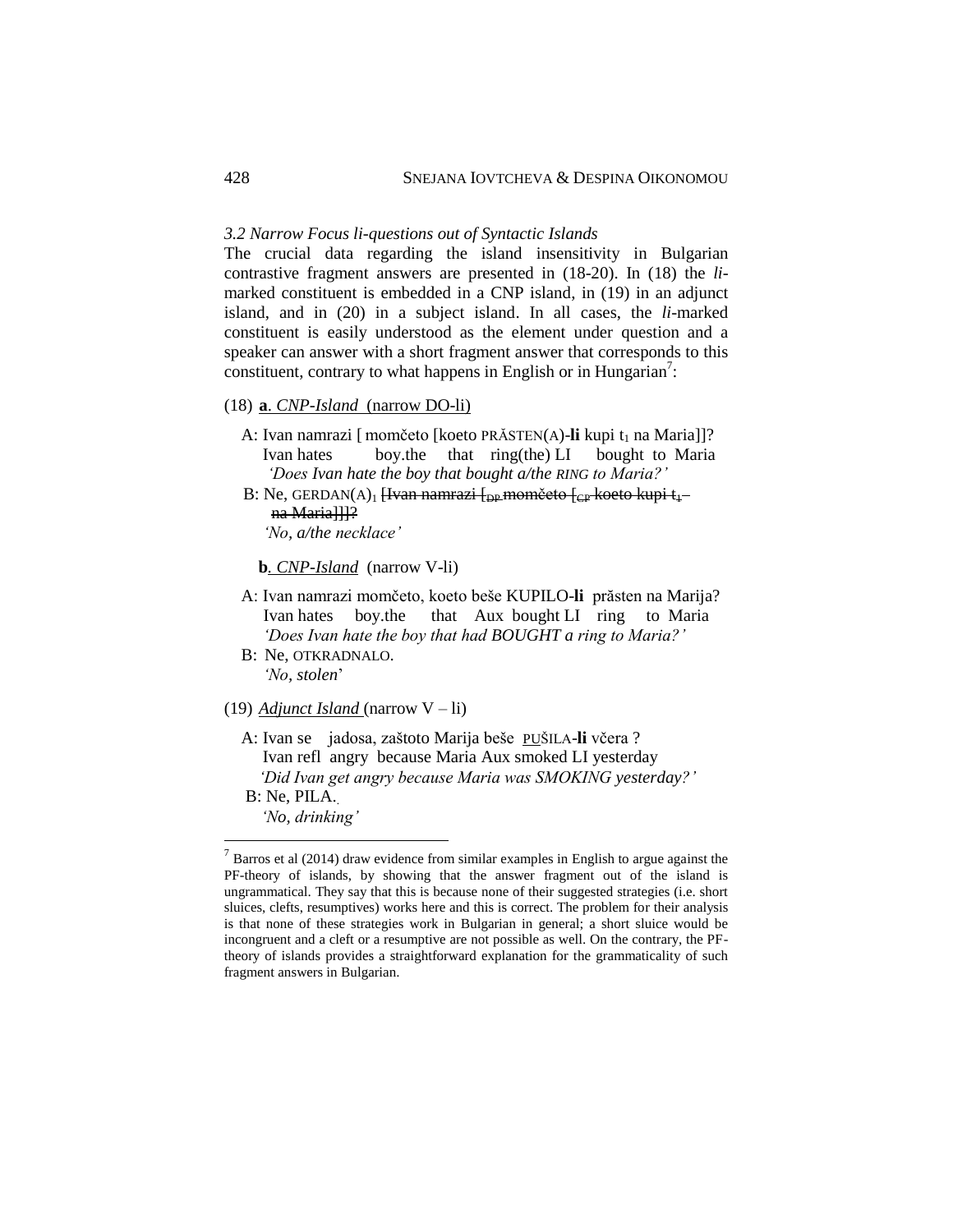*3.2 Narrow Focus li-questions out of Syntactic Islands*

The crucial data regarding the island insensitivity in Bulgarian contrastive fragment answers are presented in (18-20). In (18) the *li*-marked constituent is embedded in a CNP island, in (19) in an adjunct island, and in (20) in a subject island. In all cases, the *li*-marked constituent is easily understood as the element under question and a speaker can answer with a short fragment answer that corresponds to this constituent, contrary to what happens in English or in Hungarian[7]:

(18) **a**. *CNP-Island* (narrow DO-li)

A: Ivan namrazi [ momčeto [koeto PRĂSTEN(A)-**li** kupi $t_1$ na Maria]]?
Ivan hates boy.the that ring(the) LI bought to Maria
*'Does Ivan hate the boy that bought a/the RING to Maria?'*

B: Ne, GERDAN(A)$_1$ ~~[Ivan namrazi [$_{DP}$ momčeto [$_{CP}$ koeto kupi $t_1$ na Maria]]]?~~
*'No, a/the necklace'*

**b**. *CNP-Island* (narrow V-li)

A: Ivan namrazi momčeto, koeto beše KUPILO-**li** prăsten na Marija?
Ivan hates boy.the that Aux bought LI ring to Maria
*'Does Ivan hate the boy that had BOUGHT a ring to Maria?'*

B: Ne, OTKRADNALO.
*'No, stolen'*

(19) *Adjunct Island* (narrow V – li)

A: Ivan se jadosa, zaštoto Marija beše PUŠILA-**li** včera ?
Ivan refl angry because Maria Aux smoked LI yesterday
*'Did Ivan get angry because Maria was SMOKING yesterday?'*

B: Ne, PILA.
*'No, drinking'*

[7] Barros et al (2014) draw evidence from similar examples in English to argue against the PF-theory of islands, by showing that the answer fragment out of the island is ungrammatical. They say that this is because none of their suggested strategies (i.e. short sluices, clefts, resumptives) works here and this is correct. The problem for their analysis is that none of these strategies work in Bulgarian in general; a short sluice would be incongruent and a cleft or a resumptive are not possible as well. On the contrary, the PF-theory of islands provides a straightforward explanation for the grammaticality of such fragment answers in Bulgarian.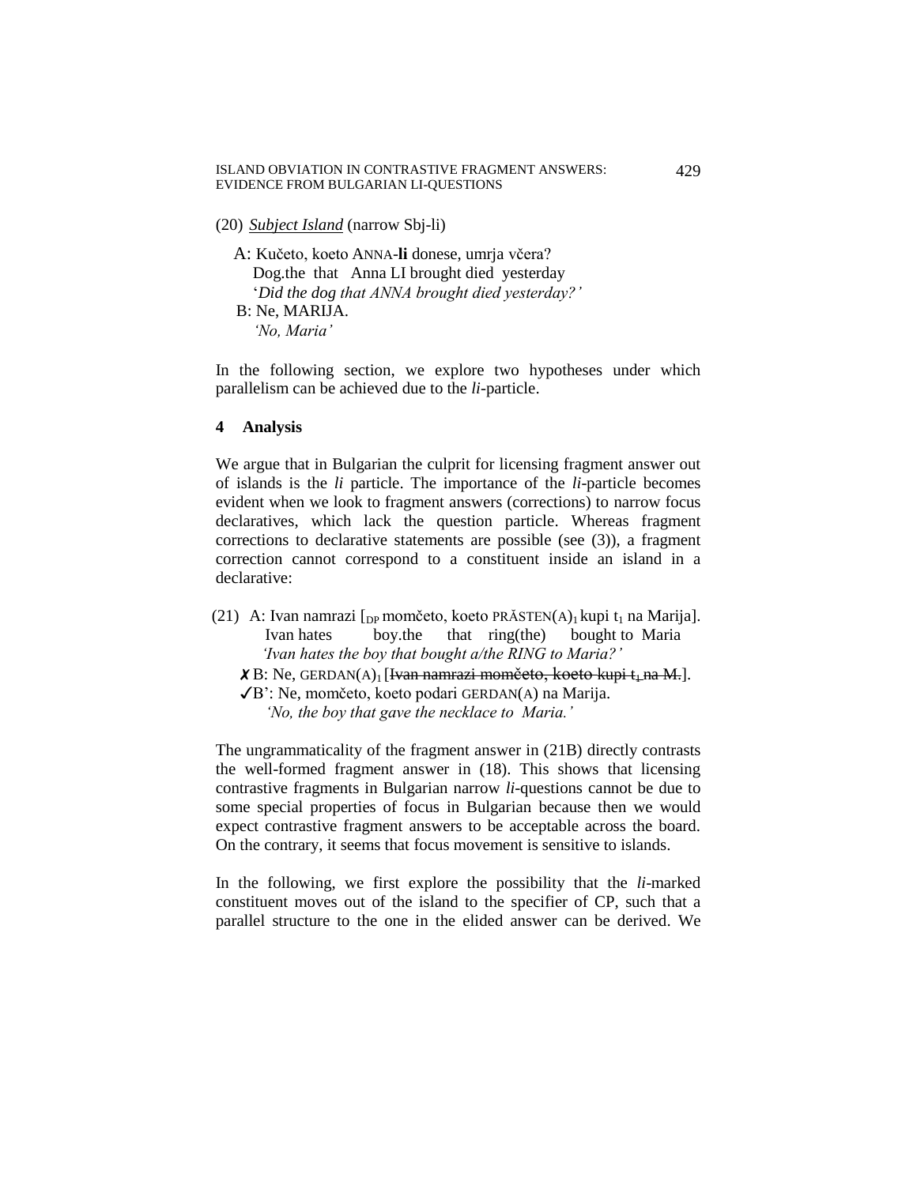(20) *Subject Island* (narrow Sbj-li)

A: Kučeto, koeto ANNA-**li** donese, umrja včera?
Dog.the that Anna LI brought died yesterday
'*Did the dog that ANNA brought died yesterday?'*

B: Ne, MARIJA.
*'No, Maria'*

In the following section, we explore two hypotheses under which parallelism can be achieved due to the *li*-particle.

## 4 Analysis

We argue that in Bulgarian the culprit for licensing fragment answer out of islands is the *li* particle. The importance of the *li*-particle becomes evident when we look to fragment answers (corrections) to narrow focus declaratives, which lack the question particle. Whereas fragment corrections to declarative statements are possible (see (3)), a fragment correction cannot correspond to a constituent inside an island in a declarative:

(21) A: Ivan namrazi [$_{DP}$ momčeto, koeto PRĂSTEN(A)$_1$ kupi $t_1$ na Marija].
Ivan hates boy.the that ring(the) bought to Maria
*'Ivan hates the boy that bought a/the RING to Maria?'*

✗B: Ne, GERDAN(A)$_1$ [~~Ivan namrazi momčeto, koeto kupi $t_1$ na M.~~].

✓B': Ne, momčeto, koeto podari GERDAN(A) na Marija.
*'No, the boy that gave the necklace to Maria.'*

The ungrammaticality of the fragment answer in (21B) directly contrasts the well-formed fragment answer in (18). This shows that licensing contrastive fragments in Bulgarian narrow *li*-questions cannot be due to some special properties of focus in Bulgarian because then we would expect contrastive fragment answers to be acceptable across the board. On the contrary, it seems that focus movement is sensitive to islands.

In the following, we first explore the possibility that the *li*-marked constituent moves out of the island to the specifier of CP, such that a parallel structure to the one in the elided answer can be derived. We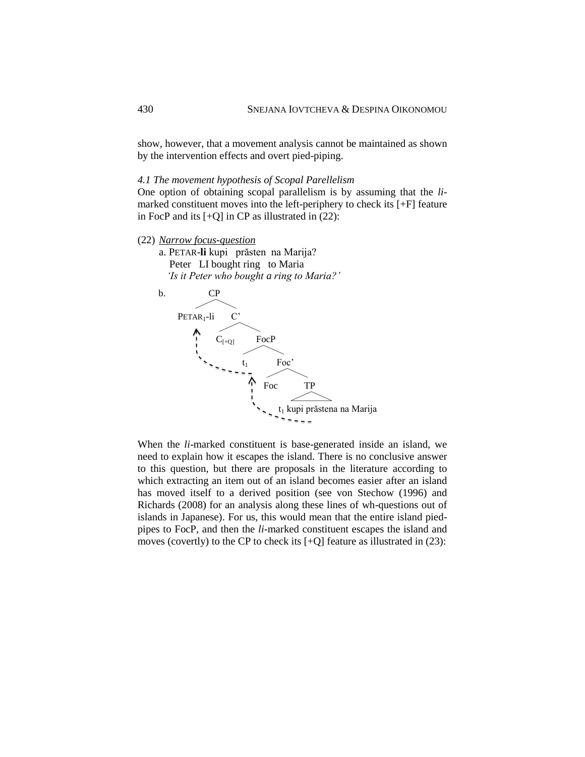show, however, that a movement analysis cannot be maintained as shown by the intervention effects and overt pied-piping.

### *4.1 The movement hypothesis of Scopal Parellelism*

One option of obtaining scopal parallelism is by assuming that the *li*-marked constituent moves into the left-periphery to check its [+F] feature in FocP and its [+Q] in CP as illustrated in (22):

(22) Narrow focus-question

a. PETAR-**li** kupi prăsten na Marija?
   Peter LI bought ring to Maria
   *'Is it Peter who bought a ring to Maria?'*

b. [CP PETAR$_1$-li [C' C$_{[+Q]}$ [FocP t$_1$ [Foc' Foc [TP t$_1$ kupi prăstena na Marija]]]]]

When the *li*-marked constituent is base-generated inside an island, we need to explain how it escapes the island. There is no conclusive answer to this question, but there are proposals in the literature according to which extracting an item out of an island becomes easier after an island has moved itself to a derived position (see von Stechow (1996) and Richards (2008) for an analysis along these lines of wh-questions out of islands in Japanese). For us, this would mean that the entire island pied-pipes to FocP, and then the *li*-marked constituent escapes the island and moves (covertly) to the CP to check its [+Q] feature as illustrated in (23):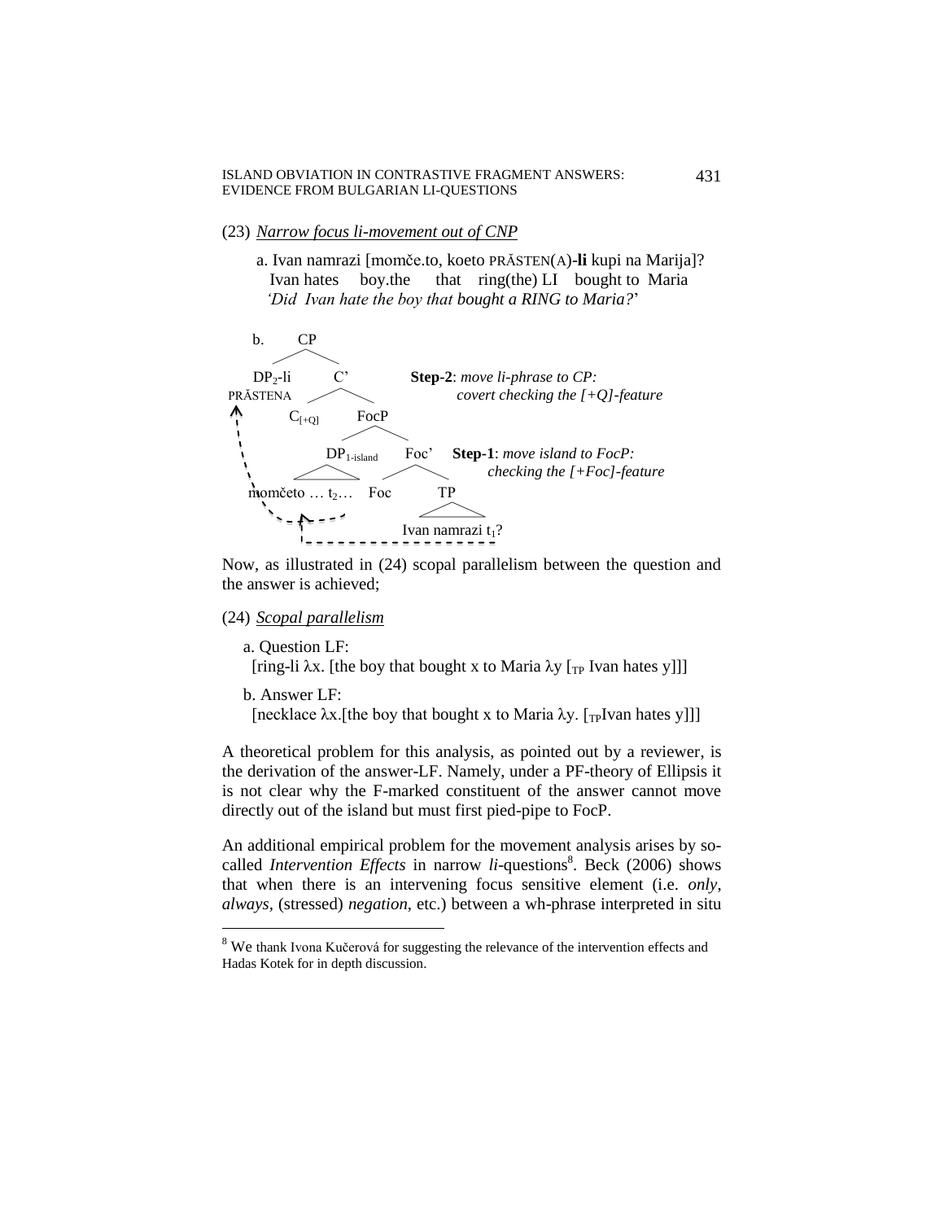(23) <u>*Narrow focus li-movement out of CNP*</u>

a. Ivan namrazi [momče.to, koeto PRĂSTEN(A)-**li** kupi na Marija]?
 Ivan hates boy.the that ring(the) LI bought to Maria
 *'Did Ivan hate the boy that bought a RING to Maria?'*

b.

```
            CP
          /    \
   DP2-li        C'              Step-2: move li-phrase to CP:
   PRĂSTENA    /    \                     covert checking the [+Q]-feature
     ^     C[+Q]     FocP
     |              /     \
     |     DP1-island      Foc'   Step-1: move island to FocP:
     |     /      \       /    \           checking the [+Foc]-feature
     momčeto … t2…     Foc     TP
        ^                       |
        |                 Ivan namrazi t1?
        - - - - - - - - - - - - -
```

Now, as illustrated in (24) scopal parallelism between the question and the answer is achieved;

(24) <u>*Scopal parallelism*</u>

a. Question LF:
 [ring-li $\lambda$x. [the boy that bought x to Maria $\lambda$y [$_{TP}$ Ivan hates y]]]

b. Answer LF:
 [necklace $\lambda$x.[the boy that bought x to Maria $\lambda$y. [$_{TP}$Ivan hates y]]]

A theoretical problem for this analysis, as pointed out by a reviewer, is the derivation of the answer-LF. Namely, under a PF-theory of Ellipsis it is not clear why the F-marked constituent of the answer cannot move directly out of the island but must first pied-pipe to FocP.

An additional empirical problem for the movement analysis arises by so-called *Intervention Effects* in narrow *li*-questions[8]. Beck (2006) shows that when there is an intervening focus sensitive element (i.e. *only*, *always*, (stressed) *negation*, etc.) between a wh-phrase interpreted in situ

[8] We thank Ivona Kučerová for suggesting the relevance of the intervention effects and Hadas Kotek for in depth discussion.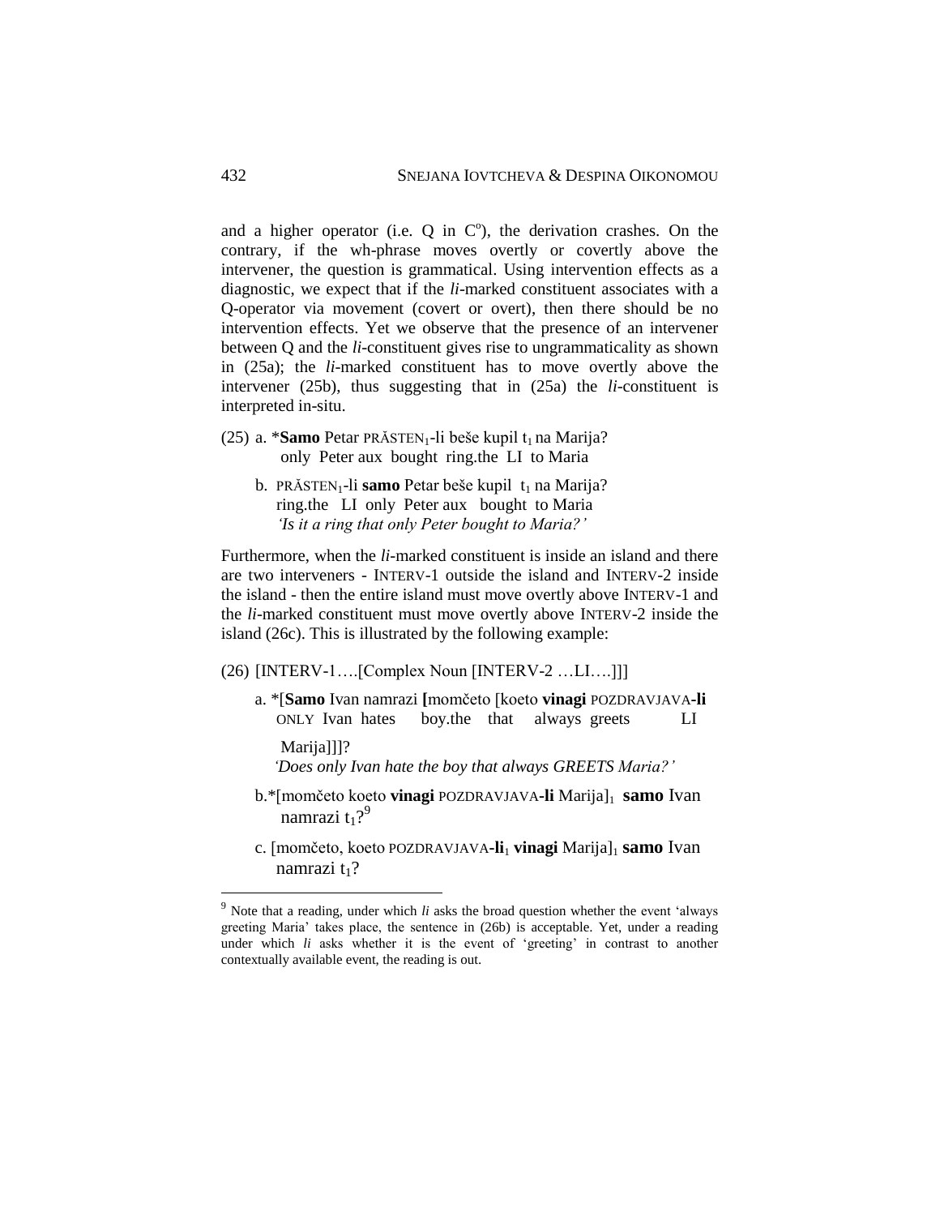and a higher operator (i.e. Q in C$^{o}$), the derivation crashes. On the contrary, if the wh-phrase moves overtly or covertly above the intervener, the question is grammatical. Using intervention effects as a diagnostic, we expect that if the *li*-marked constituent associates with a Q-operator via movement (covert or overt), then there should be no intervention effects. Yet we observe that the presence of an intervener between Q and the *li*-constituent gives rise to ungrammaticality as shown in (25a); the *li*-marked constituent has to move overtly above the intervener (25b), thus suggesting that in (25a) the *li*-constituent is interpreted in-situ.

(25) a. \***Samo** Petar PRĂSTEN$_1$-li beše kupil $t_1$ na Marija?
only Peter aux bought ring.the LI to Maria

b. PRĂSTEN$_1$-li **samo** Petar beše kupil $t_1$ na Marija?
ring.the LI only Peter aux bought to Maria
*'Is it a ring that only Peter bought to Maria?'*

Furthermore, when the *li*-marked constituent is inside an island and there are two interveners - INTERV-1 outside the island and INTERV-2 inside the island - then the entire island must move overtly above INTERV-1 and the *li*-marked constituent must move overtly above INTERV-2 inside the island (26c). This is illustrated by the following example:

(26) [INTERV-1….[Complex Noun [INTERV-2 …LI….]]]

a. \*[**Samo** Ivan namrazi **[**momčeto [koeto **vinagi** POZDRAVJAVA-**li** Marija]]]?
ONLY Ivan hates boy.the that always greets LI
*'Does only Ivan hate the boy that always GREETS Maria?'*

b.\*[momčeto koeto **vinagi** POZDRAVJAVA-**li** Marija]$_1$ **samo** Ivan namrazi $t_1$?[9]

c. [momčeto, koeto POZDRAVJAVA-**li**$_1$ **vinagi** Marija]$_1$ **samo** Ivan namrazi $t_1$?

[9] Note that a reading, under which *li* asks the broad question whether the event 'always greeting Maria' takes place, the sentence in (26b) is acceptable. Yet, under a reading under which *li* asks whether it is the event of 'greeting' in contrast to another contextually available event, the reading is out.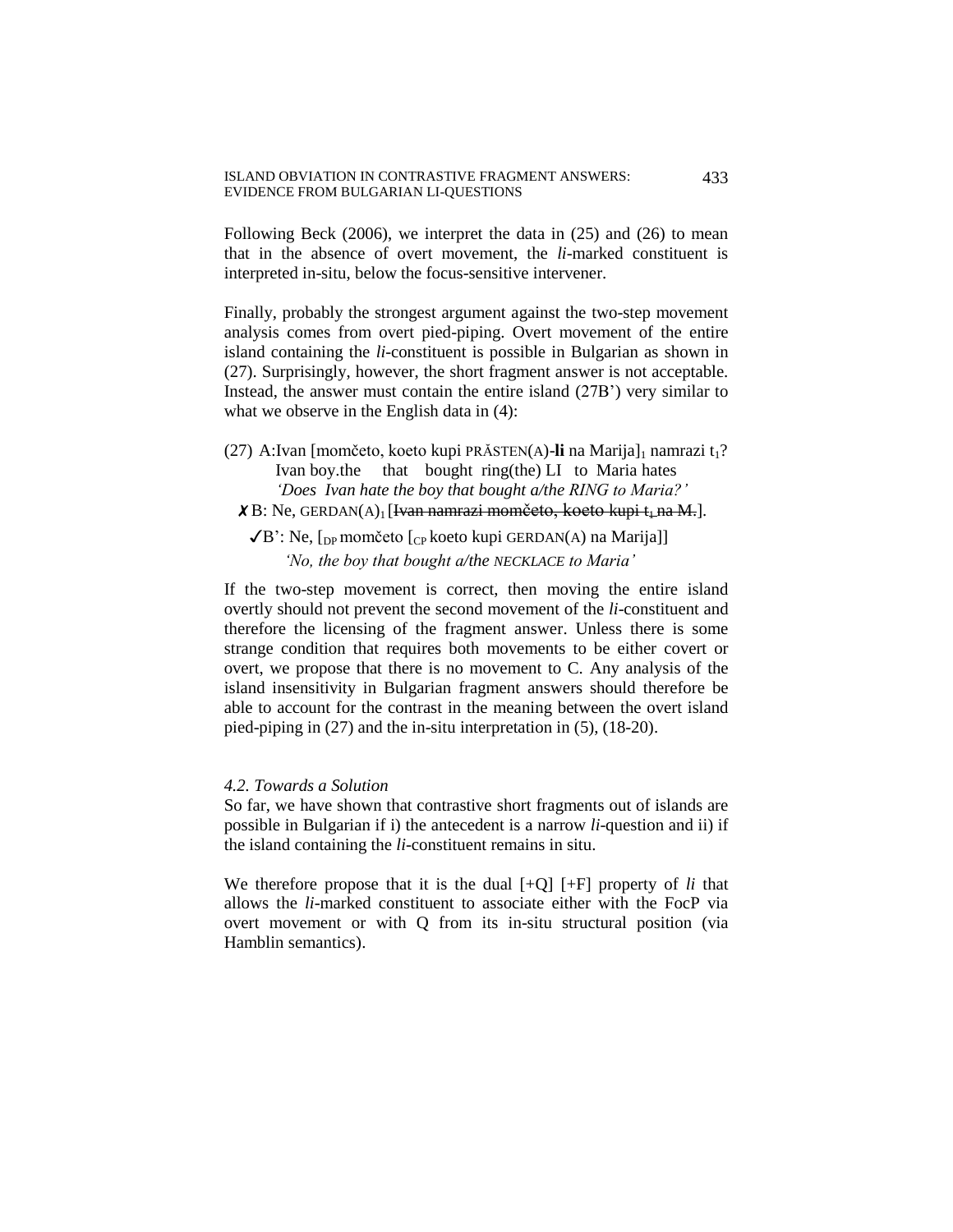Following Beck (2006), we interpret the data in (25) and (26) to mean that in the absence of overt movement, the *li*-marked constituent is interpreted in-situ, below the focus-sensitive intervener.

Finally, probably the strongest argument against the two-step movement analysis comes from overt pied-piping. Overt movement of the entire island containing the *li*-constituent is possible in Bulgarian as shown in (27). Surprisingly, however, the short fragment answer is not acceptable. Instead, the answer must contain the entire island (27B') very similar to what we observe in the English data in (4):

(27) A:Ivan [momčeto, koeto kupi PRĂSTEN(A)-**li** na Marija]$_1$ namrazi t$_1$?
 Ivan boy.the that bought ring(the) LI to Maria hates
 *'Does Ivan hate the boy that bought a/the RING to Maria?'*
 ✗B: Ne, GERDAN(A)$_1$ [~~Ivan namrazi momčeto, koeto kupi t$_1$ na M.~~].
 ✓B': Ne, [$_{DP}$ momčeto [$_{CP}$ koeto kupi GERDAN(A) na Marija]]
 *'No, the boy that bought a/the NECKLACE to Maria'*

If the two-step movement is correct, then moving the entire island overtly should not prevent the second movement of the *li*-constituent and therefore the licensing of the fragment answer. Unless there is some strange condition that requires both movements to be either covert or overt, we propose that there is no movement to C. Any analysis of the island insensitivity in Bulgarian fragment answers should therefore be able to account for the contrast in the meaning between the overt island pied-piping in (27) and the in-situ interpretation in (5), (18-20).

### *4.2. Towards a Solution*

So far, we have shown that contrastive short fragments out of islands are possible in Bulgarian if i) the antecedent is a narrow *li*-question and ii) if the island containing the *li*-constituent remains in situ.

We therefore propose that it is the dual [+Q] [+F] property of *li* that allows the *li*-marked constituent to associate either with the FocP via overt movement or with Q from its in-situ structural position (via Hamblin semantics).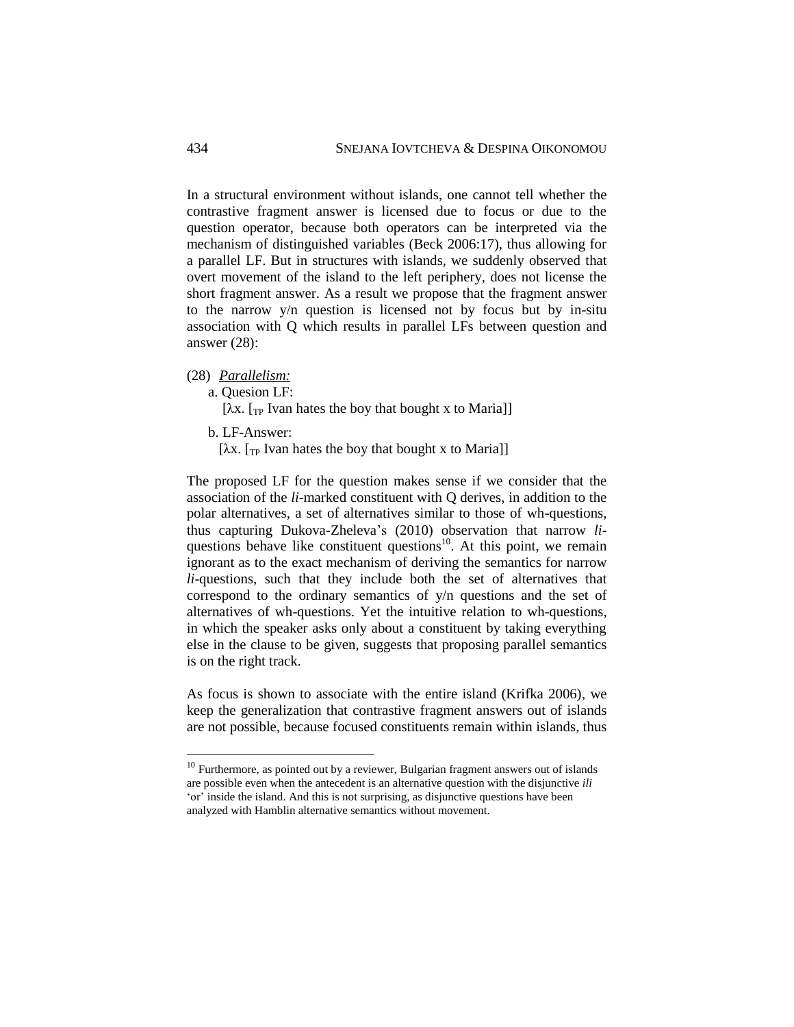In a structural environment without islands, one cannot tell whether the contrastive fragment answer is licensed due to focus or due to the question operator, because both operators can be interpreted via the mechanism of distinguished variables (Beck 2006:17), thus allowing for a parallel LF. But in structures with islands, we suddenly observed that overt movement of the island to the left periphery, does not license the short fragment answer. As a result we propose that the fragment answer to the narrow y/n question is licensed not by focus but by in-situ association with Q which results in parallel LFs between question and answer (28):

(28) *Parallelism:*

a. Quesion LF:

[λx. [$_{TP}$ Ivan hates the boy that bought x to Maria]]

b. LF-Answer:

[λx. [$_{TP}$ Ivan hates the boy that bought x to Maria]]

The proposed LF for the question makes sense if we consider that the association of the *li*-marked constituent with Q derives, in addition to the polar alternatives, a set of alternatives similar to those of wh-questions, thus capturing Dukova-Zheleva's (2010) observation that narrow *li*-questions behave like constituent questions[10]. At this point, we remain ignorant as to the exact mechanism of deriving the semantics for narrow *li*-questions, such that they include both the set of alternatives that correspond to the ordinary semantics of y/n questions and the set of alternatives of wh-questions. Yet the intuitive relation to wh-questions, in which the speaker asks only about a constituent by taking everything else in the clause to be given, suggests that proposing parallel semantics is on the right track.

As focus is shown to associate with the entire island (Krifka 2006), we keep the generalization that contrastive fragment answers out of islands are not possible, because focused constituents remain within islands, thus

[10] Furthermore, as pointed out by a reviewer, Bulgarian fragment answers out of islands are possible even when the antecedent is an alternative question with the disjunctive *ili* 'or' inside the island. And this is not surprising, as disjunctive questions have been analyzed with Hamblin alternative semantics without movement.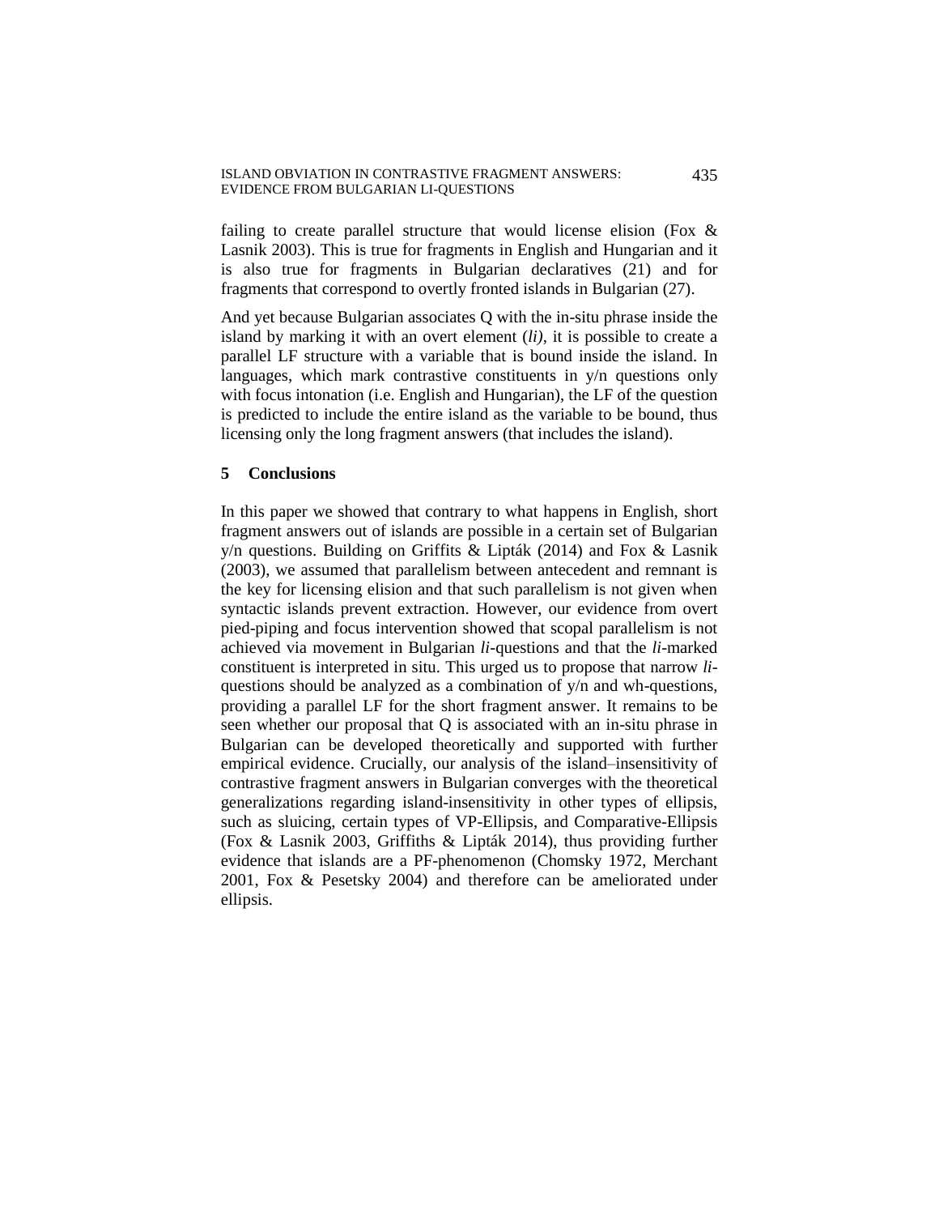failing to create parallel structure that would license elision (Fox & Lasnik 2003). This is true for fragments in English and Hungarian and it is also true for fragments in Bulgarian declaratives (21) and for fragments that correspond to overtly fronted islands in Bulgarian (27).

And yet because Bulgarian associates Q with the in-situ phrase inside the island by marking it with an overt element (*li)*, it is possible to create a parallel LF structure with a variable that is bound inside the island. In languages, which mark contrastive constituents in y/n questions only with focus intonation (i.e. English and Hungarian), the LF of the question is predicted to include the entire island as the variable to be bound, thus licensing only the long fragment answers (that includes the island).

## 5 Conclusions

In this paper we showed that contrary to what happens in English, short fragment answers out of islands are possible in a certain set of Bulgarian y/n questions. Building on Griffits & Lipták (2014) and Fox & Lasnik (2003), we assumed that parallelism between antecedent and remnant is the key for licensing elision and that such parallelism is not given when syntactic islands prevent extraction. However, our evidence from overt pied-piping and focus intervention showed that scopal parallelism is not achieved via movement in Bulgarian *li*-questions and that the *li*-marked constituent is interpreted in situ. This urged us to propose that narrow *li*-questions should be analyzed as a combination of y/n and wh-questions, providing a parallel LF for the short fragment answer. It remains to be seen whether our proposal that Q is associated with an in-situ phrase in Bulgarian can be developed theoretically and supported with further empirical evidence. Crucially, our analysis of the island–insensitivity of contrastive fragment answers in Bulgarian converges with the theoretical generalizations regarding island-insensitivity in other types of ellipsis, such as sluicing, certain types of VP-Ellipsis, and Comparative-Ellipsis (Fox & Lasnik 2003, Griffiths & Lipták 2014), thus providing further evidence that islands are a PF-phenomenon (Chomsky 1972, Merchant 2001, Fox & Pesetsky 2004) and therefore can be ameliorated under ellipsis.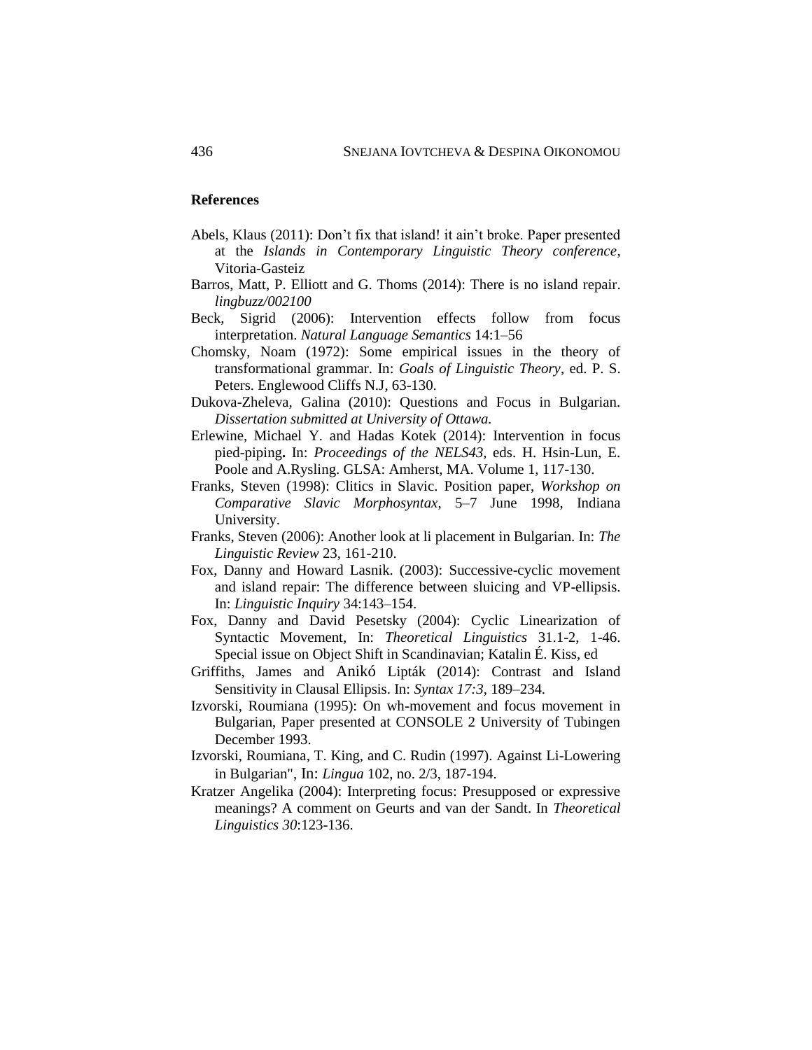**References**

Abels, Klaus (2011): Don't fix that island! it ain't broke. Paper presented at the *Islands in Contemporary Linguistic Theory conference*, Vitoria-Gasteiz

Barros, Matt, P. Elliott and G. Thoms (2014): There is no island repair. *lingbuzz/002100*

Beck, Sigrid (2006): Intervention effects follow from focus interpretation. *Natural Language Semantics* 14:1–56

Chomsky, Noam (1972): Some empirical issues in the theory of transformational grammar. In: *Goals of Linguistic Theory*, ed. P. S. Peters. Englewood Cliffs N.J, 63-130.

Dukova-Zheleva, Galina (2010): Questions and Focus in Bulgarian. *Dissertation submitted at University of Ottawa.*

Erlewine, Michael Y. and Hadas Kotek (2014): Intervention in focus pied-piping**.** In: *Proceedings of the NELS43*, eds. H. Hsin-Lun, E. Poole and A.Rysling. GLSA: Amherst, MA. Volume 1, 117-130.

Franks, Steven (1998): Clitics in Slavic. Position paper, *Workshop on Comparative Slavic Morphosyntax*, 5–7 June 1998, Indiana University.

Franks, Steven (2006): Another look at li placement in Bulgarian. In: *The Linguistic Review* 23, 161-210.

Fox, Danny and Howard Lasnik. (2003): Successive-cyclic movement and island repair: The difference between sluicing and VP-ellipsis. In: *Linguistic Inquiry* 34:143–154.

Fox, Danny and David Pesetsky (2004): Cyclic Linearization of Syntactic Movement, In: *Theoretical Linguistics* 31.1-2, 1-46. Special issue on Object Shift in Scandinavian; Katalin É. Kiss, ed

Griffiths, James and Anikó Lipták (2014): Contrast and Island Sensitivity in Clausal Ellipsis. In: *Syntax 17:3*, 189–234.

Izvorski, Roumiana (1995): On wh-movement and focus movement in Bulgarian, Paper presented at CONSOLE 2 University of Tubingen December 1993.

Izvorski, Roumiana, T. King, and C. Rudin (1997). Against Li-Lowering in Bulgarian", In: *Lingua* 102, no. 2/3, 187-194.

Kratzer Angelika (2004): Interpreting focus: Presupposed or expressive meanings? A comment on Geurts and van der Sandt. In *Theoretical Linguistics 30*:123-136.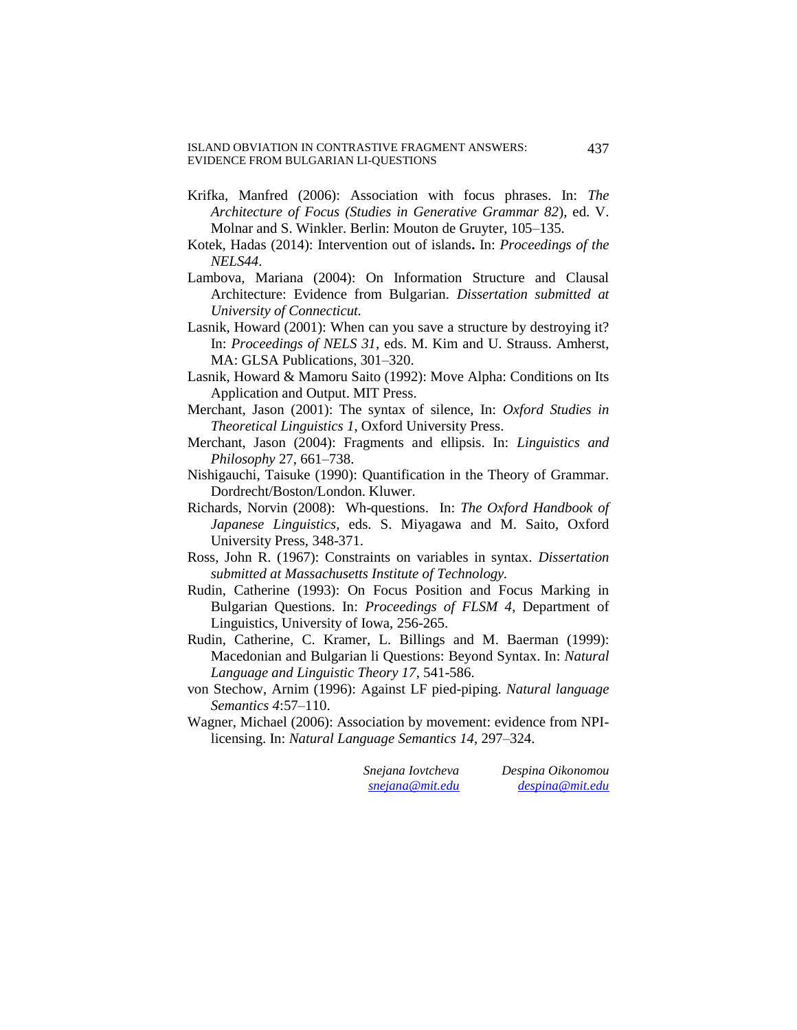Krifka, Manfred (2006): Association with focus phrases. In: *The Architecture of Focus (Studies in Generative Grammar 82*), ed. V. Molnar and S. Winkler. Berlin: Mouton de Gruyter, 105–135.

Kotek, Hadas (2014): Intervention out of islands**.** In: *Proceedings of the NELS44*.

Lambova, Mariana (2004): On Information Structure and Clausal Architecture: Evidence from Bulgarian. *Dissertation submitted at University of Connecticut.*

Lasnik, Howard (2001): When can you save a structure by destroying it? In: *Proceedings of NELS 31*, eds. M. Kim and U. Strauss. Amherst, MA: GLSA Publications, 301–320.

Lasnik, Howard & Mamoru Saito (1992): Move Alpha: Conditions on Its Application and Output. MIT Press.

Merchant, Jason (2001): The syntax of silence, In: *Oxford Studies in Theoretical Linguistics 1*, Oxford University Press.

Merchant, Jason (2004): Fragments and ellipsis. In: *Linguistics and Philosophy* 27, 661–738.

Nishigauchi, Taisuke (1990): Quantification in the Theory of Grammar. Dordrecht/Boston/London. Kluwer.

Richards, Norvin (2008): Wh-questions. In: *The Oxford Handbook of Japanese Linguistics,* eds. S. Miyagawa and M. Saito, Oxford University Press, 348-371.

Ross, John R. (1967): Constraints on variables in syntax. *Dissertation submitted at Massachusetts Institute of Technology.*

Rudin, Catherine (1993): On Focus Position and Focus Marking in Bulgarian Questions. In: *Proceedings of FLSM 4*, Department of Linguistics, University of Iowa, 256-265.

Rudin, Catherine, C. Kramer, L. Billings and M. Baerman (1999): Macedonian and Bulgarian li Questions: Beyond Syntax. In: *Natural Language and Linguistic Theory 17*, 541-586.

von Stechow, Arnim (1996): Against LF pied-piping. *Natural language Semantics 4*:57–110.

Wagner, Michael (2006): Association by movement: evidence from NPI-licensing. In: *Natural Language Semantics 14*, 297–324.

*Snejana Iovtcheva*
snejana@mit.edu

*Despina Oikonomou*
despina@mit.edu